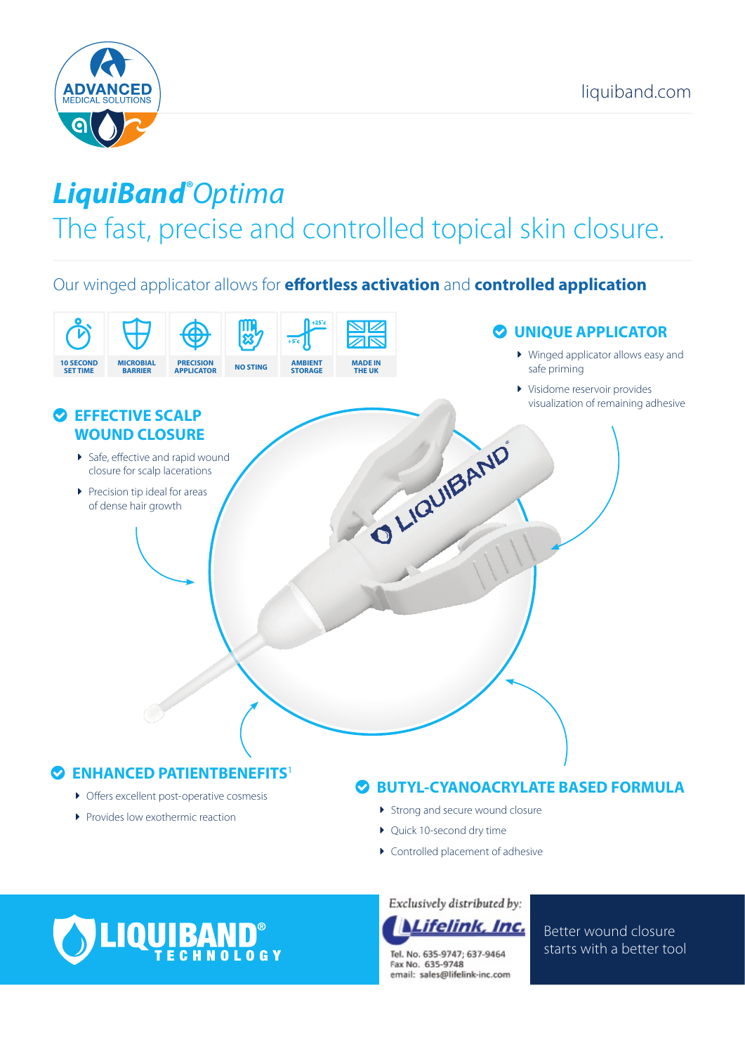ADVANCED MEDICAL SOLUTIONS

liquiband.com

# *LiquiBand®Optima*

## The fast, precise and controlled topical skin closure.

Our winged applicator allows for **effortless activation** and **controlled application**

10 SECOND SET TIME | MICROBIAL BARRIER | PRECISION APPLICATOR | NO STING | AMBIENT STORAGE | MADE IN THE UK

### UNIQUE APPLICATOR

- Winged applicator allows easy and safe priming
- Visidome reservoir provides visualization of remaining adhesive

### EFFECTIVE SCALP WOUND CLOSURE

- Safe, effective and rapid wound closure for scalp lacerations
- Precision tip ideal for areas of dense hair growth

### ENHANCED PATIENT BENEFITS[1]

- Offers excellent post-operative cosmesis
- Provides low exothermic reaction

### BUTYL-CYANOACRYLATE BASED FORMULA

- Strong and secure wound closure
- Quick 10-second dry time
- Controlled placement of adhesive

LIQUIBAND® TECHNOLOGY

*Exclusively distributed by:*

**Lifelink, Inc.**

Tel. No. 635-9747; 637-9464
Fax No. 635-9748
email: sales@lifelink-inc.com

Better wound closure starts with a better tool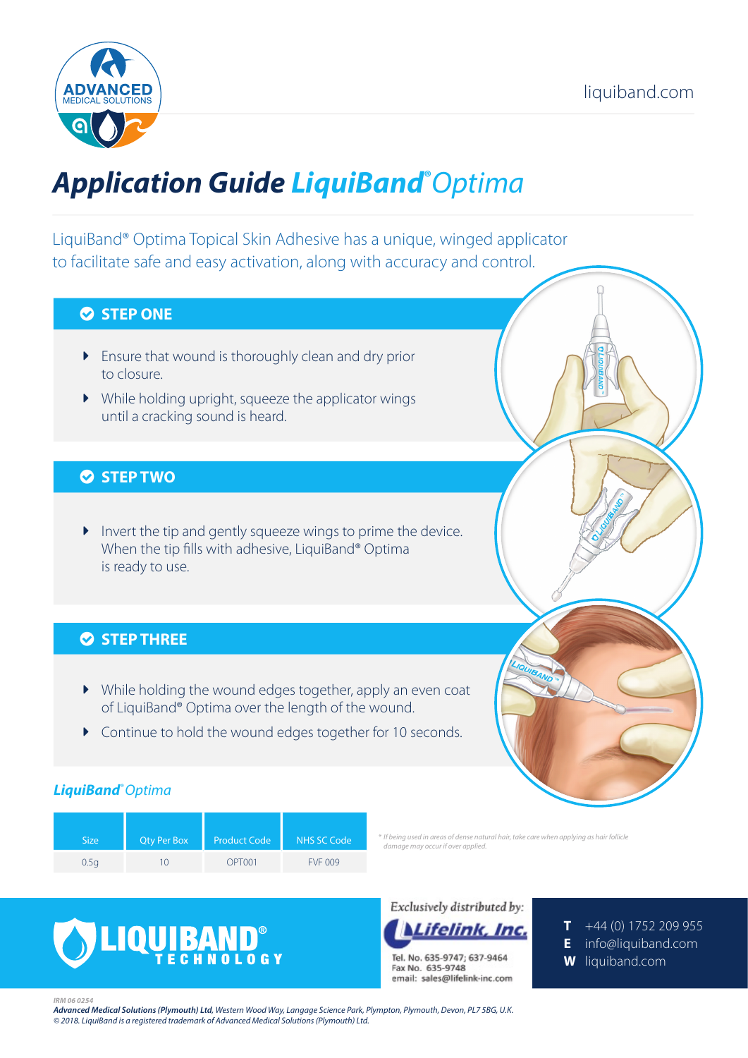liquiband.com

# *Application Guide LiquiBand® Optima*

LiquiBand® Optima Topical Skin Adhesive has a unique, winged applicator to facilitate safe and easy activation, along with accuracy and control.

## STEP ONE

- Ensure that wound is thoroughly clean and dry prior to closure.
- While holding upright, squeeze the applicator wings until a cracking sound is heard.

## STEP TWO

- Invert the tip and gently squeeze wings to prime the device. When the tip fills with adhesive, LiquiBand® Optima is ready to use.

## STEP THREE

- While holding the wound edges together, apply an even coat of LiquiBand® Optima over the length of the wound.
- Continue to hold the wound edges together for 10 seconds.

### *LiquiBand® Optima*

| Size | Qty Per Box | Product Code | NHS SC Code |
|---|---|---|---|
| 0.5g | 10 | OPT001 | FVF 009 |

*\* If being used in areas of dense natural hair, take care when applying as hair follicle damage may occur if over applied.*

LIQUIBAND® TECHNOLOGY

*Exclusively distributed by:*

Lifelink, Inc.

Tel. No. 635-9747; 637-9464
Fax No. 635-9748
email: sales@lifelink-inc.com

**T** +44 (0) 1752 209 955
**E** info@liquiband.com
**W** liquiband.com

*IRM 06 0254*
***Advanced Medical Solutions (Plymouth) Ltd**, Western Wood Way, Langage Science Park, Plympton, Plymouth, Devon, PL7 5BG, U.K.*
*© 2018. LiquiBand is a registered trademark of Advanced Medical Solutions (Plymouth) Ltd.*